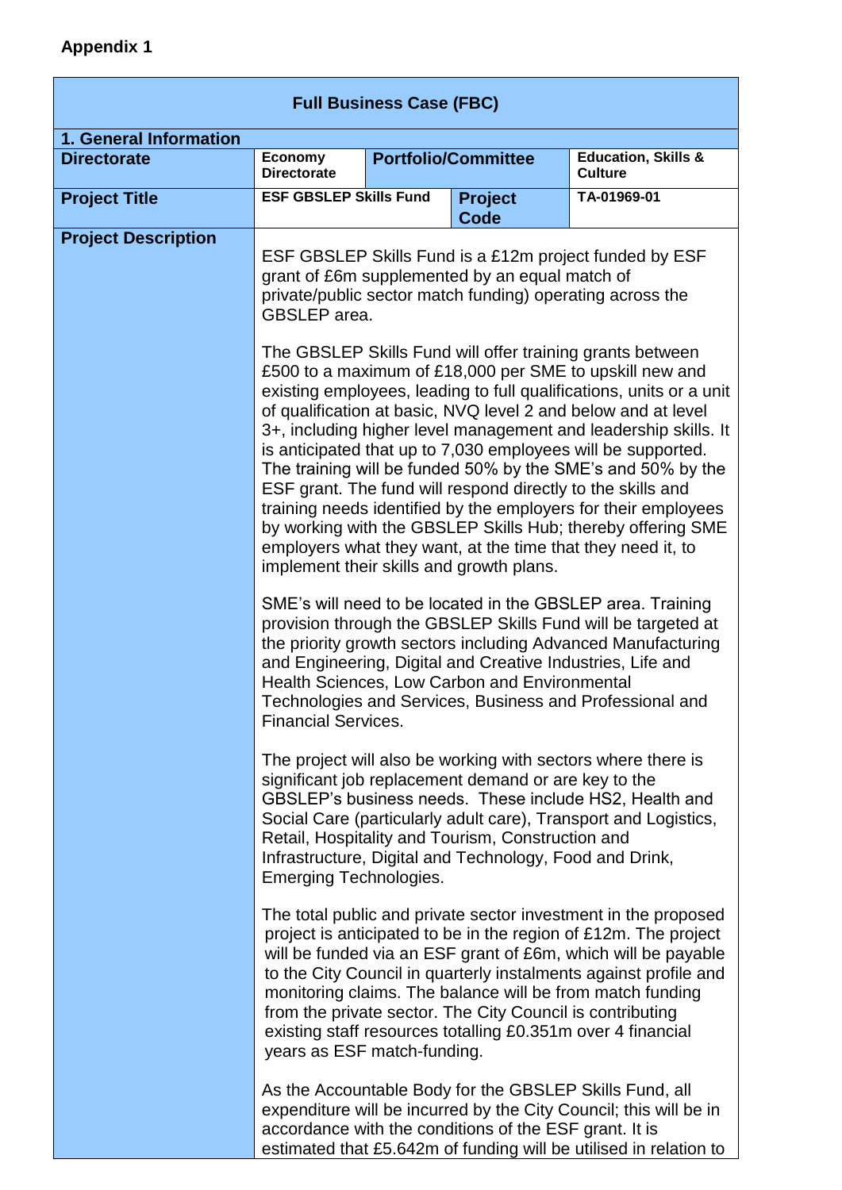**Appendix 1**

| **Full Business Case (FBC)** | | | |
|---|---|---|---|
| **1. General Information** | | | |
| **Directorate** | **Economy Directorate** | **Portfolio/Committee** | **Education, Skills & Culture** |
| **Project Title** | **ESF GBSLEP Skills Fund** | **Project Code** | **TA-01969-01** |
| **Project Description** | ESF GBSLEP Skills Fund is a £12m project funded by ESF grant of £6m supplemented by an equal match of private/public sector match funding) operating across the GBSLEP area.<br><br>The GBSLEP Skills Fund will offer training grants between £500 to a maximum of £18,000 per SME to upskill new and existing employees, leading to full qualifications, units or a unit of qualification at basic, NVQ level 2 and below and at level 3+, including higher level management and leadership skills. It is anticipated that up to 7,030 employees will be supported. The training will be funded 50% by the SME's and 50% by the ESF grant. The fund will respond directly to the skills and training needs identified by the employers for their employees by working with the GBSLEP Skills Hub; thereby offering SME employers what they want, at the time that they need it, to implement their skills and growth plans.<br><br>SME's will need to be located in the GBSLEP area. Training provision through the GBSLEP Skills Fund will be targeted at the priority growth sectors including Advanced Manufacturing and Engineering, Digital and Creative Industries, Life and Health Sciences, Low Carbon and Environmental Technologies and Services, Business and Professional and Financial Services.<br><br>The project will also be working with sectors where there is significant job replacement demand or are key to the GBSLEP's business needs. These include HS2, Health and Social Care (particularly adult care), Transport and Logistics, Retail, Hospitality and Tourism, Construction and Infrastructure, Digital and Technology, Food and Drink, Emerging Technologies.<br><br>The total public and private sector investment in the proposed project is anticipated to be in the region of £12m. The project will be funded via an ESF grant of £6m, which will be payable to the City Council in quarterly instalments against profile and monitoring claims. The balance will be from match funding from the private sector. The City Council is contributing existing staff resources totalling £0.351m over 4 financial years as ESF match-funding.<br><br>As the Accountable Body for the GBSLEP Skills Fund, all expenditure will be incurred by the City Council; this will be in accordance with the conditions of the ESF grant. It is estimated that £5.642m of funding will be utilised in relation to | | |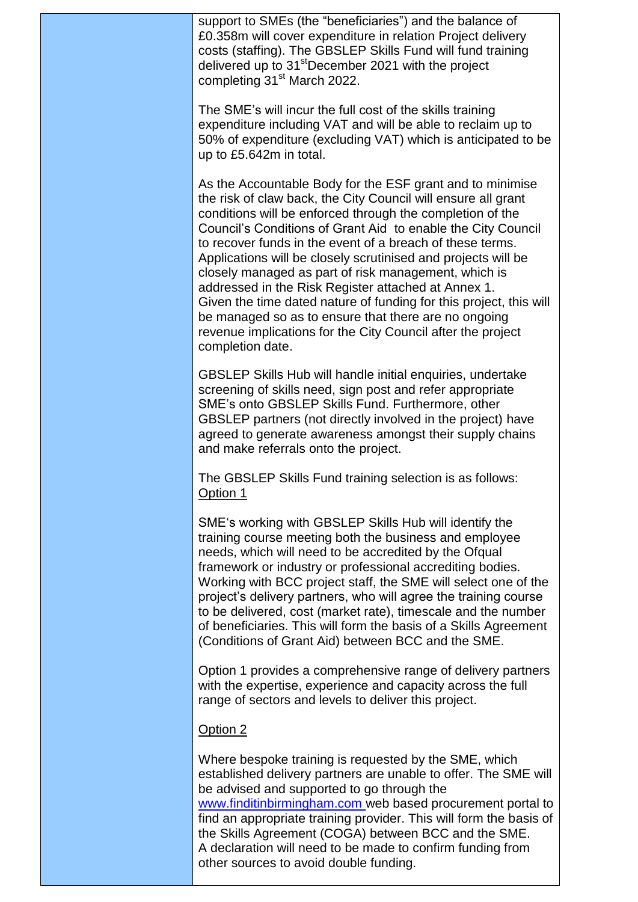support to SMEs (the "beneficiaries") and the balance of £0.358m will cover expenditure in relation Project delivery costs (staffing). The GBSLEP Skills Fund will fund training delivered up to 31st December 2021 with the project completing 31st March 2022.

The SME's will incur the full cost of the skills training expenditure including VAT and will be able to reclaim up to 50% of expenditure (excluding VAT) which is anticipated to be up to £5.642m in total.

As the Accountable Body for the ESF grant and to minimise the risk of claw back, the City Council will ensure all grant conditions will be enforced through the completion of the Council's Conditions of Grant Aid to enable the City Council to recover funds in the event of a breach of these terms. Applications will be closely scrutinised and projects will be closely managed as part of risk management, which is addressed in the Risk Register attached at Annex 1. Given the time dated nature of funding for this project, this will be managed so as to ensure that there are no ongoing revenue implications for the City Council after the project completion date.

GBSLEP Skills Hub will handle initial enquiries, undertake screening of skills need, sign post and refer appropriate SME's onto GBSLEP Skills Fund. Furthermore, other GBSLEP partners (not directly involved in the project) have agreed to generate awareness amongst their supply chains and make referrals onto the project.

The GBSLEP Skills Fund training selection is as follows:

Option 1

SME's working with GBSLEP Skills Hub will identify the training course meeting both the business and employee needs, which will need to be accredited by the Ofqual framework or industry or professional accrediting bodies. Working with BCC project staff, the SME will select one of the project's delivery partners, who will agree the training course to be delivered, cost (market rate), timescale and the number of beneficiaries. This will form the basis of a Skills Agreement (Conditions of Grant Aid) between BCC and the SME.

Option 1 provides a comprehensive range of delivery partners with the expertise, experience and capacity across the full range of sectors and levels to deliver this project.

Option 2

Where bespoke training is requested by the SME, which established delivery partners are unable to offer. The SME will be advised and supported to go through the www.finditinbirmingham.com web based procurement portal to find an appropriate training provider. This will form the basis of the Skills Agreement (COGA) between BCC and the SME. A declaration will need to be made to confirm funding from other sources to avoid double funding.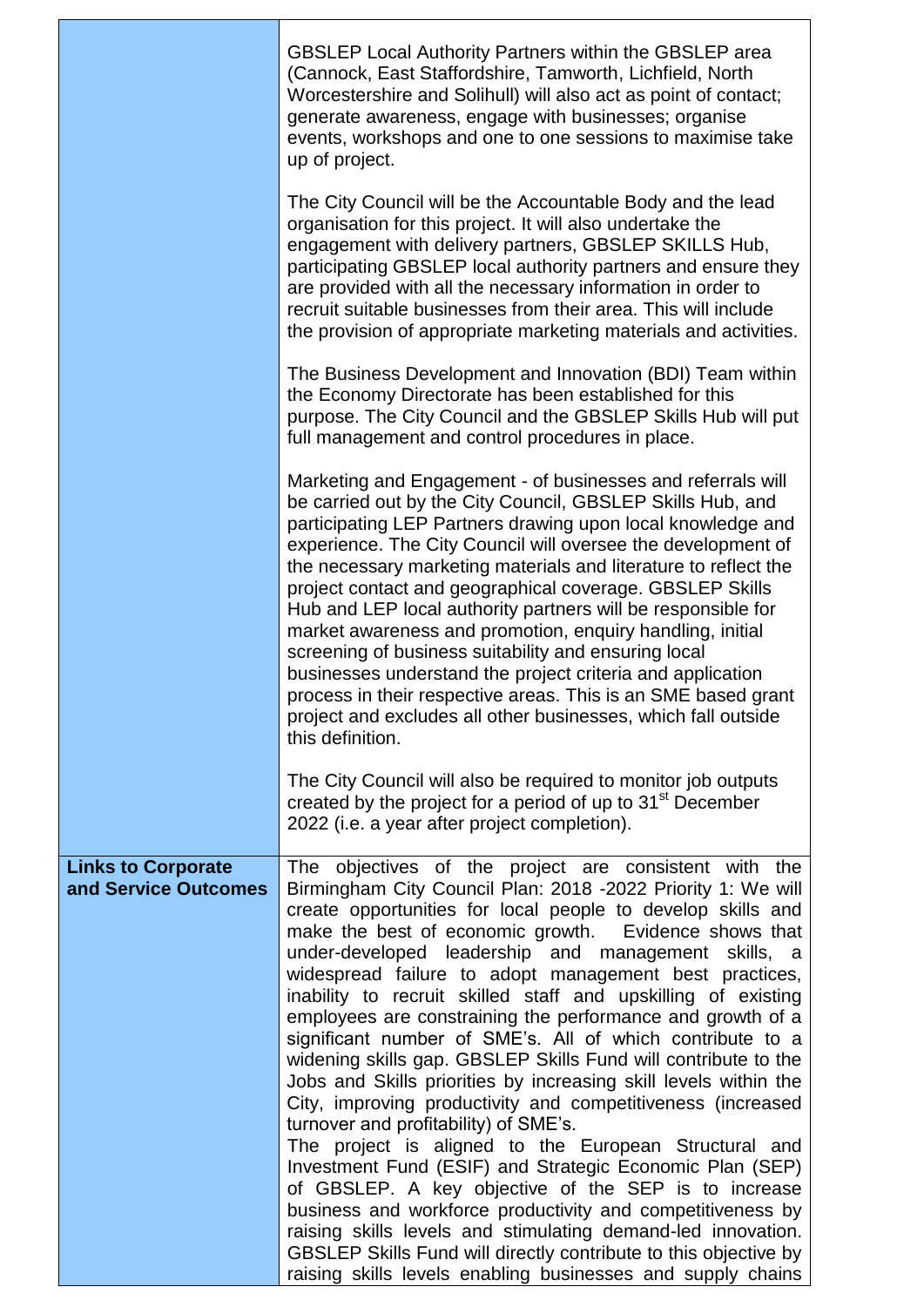| | |
|---|---|
| | GBSLEP Local Authority Partners within the GBSLEP area (Cannock, East Staffordshire, Tamworth, Lichfield, North Worcestershire and Solihull) will also act as point of contact; generate awareness, engage with businesses; organise events, workshops and one to one sessions to maximise take up of project.<br><br>The City Council will be the Accountable Body and the lead organisation for this project. It will also undertake the engagement with delivery partners, GBSLEP SKILLS Hub, participating GBSLEP local authority partners and ensure they are provided with all the necessary information in order to recruit suitable businesses from their area. This will include the provision of appropriate marketing materials and activities.<br><br>The Business Development and Innovation (BDI) Team within the Economy Directorate has been established for this purpose. The City Council and the GBSLEP Skills Hub will put full management and control procedures in place.<br><br>Marketing and Engagement - of businesses and referrals will be carried out by the City Council, GBSLEP Skills Hub, and participating LEP Partners drawing upon local knowledge and experience. The City Council will oversee the development of the necessary marketing materials and literature to reflect the project contact and geographical coverage. GBSLEP Skills Hub and LEP local authority partners will be responsible for market awareness and promotion, enquiry handling, initial screening of business suitability and ensuring local businesses understand the project criteria and application process in their respective areas. This is an SME based grant project and excludes all other businesses, which fall outside this definition.<br><br>The City Council will also be required to monitor job outputs created by the project for a period of up to 31st December 2022 (i.e. a year after project completion). |
| **Links to Corporate and Service Outcomes** | The objectives of the project are consistent with the Birmingham City Council Plan: 2018 -2022 Priority 1: We will create opportunities for local people to develop skills and make the best of economic growth. Evidence shows that under-developed leadership and management skills, a widespread failure to adopt management best practices, inability to recruit skilled staff and upskilling of existing employees are constraining the performance and growth of a significant number of SME's. All of which contribute to a widening skills gap. GBSLEP Skills Fund will contribute to the Jobs and Skills priorities by increasing skill levels within the City, improving productivity and competitiveness (increased turnover and profitability) of SME's.<br>The project is aligned to the European Structural and Investment Fund (ESIF) and Strategic Economic Plan (SEP) of GBSLEP. A key objective of the SEP is to increase business and workforce productivity and competitiveness by raising skills levels and stimulating demand-led innovation. GBSLEP Skills Fund will directly contribute to this objective by raising skills levels enabling businesses and supply chains |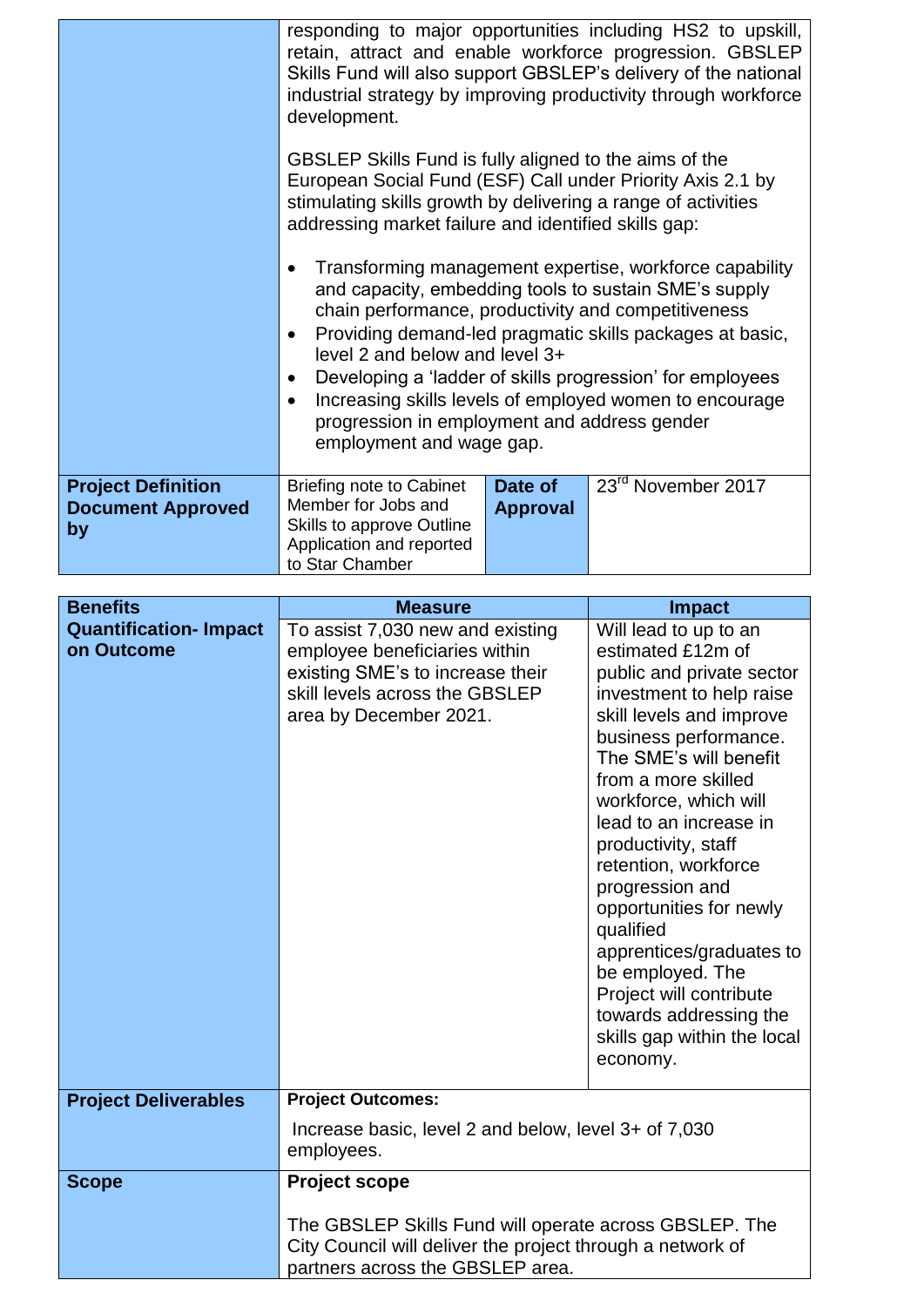| | | | |
|---|---|---|---|
| | responding to major opportunities including HS2 to upskill, retain, attract and enable workforce progression. GBSLEP Skills Fund will also support GBSLEP's delivery of the national industrial strategy by improving productivity through workforce development.<br><br>GBSLEP Skills Fund is fully aligned to the aims of the European Social Fund (ESF) Call under Priority Axis 2.1 by stimulating skills growth by delivering a range of activities addressing market failure and identified skills gap:<br><br>• Transforming management expertise, workforce capability and capacity, embedding tools to sustain SME's supply chain performance, productivity and competitiveness<br>• Providing demand-led pragmatic skills packages at basic, level 2 and below and level 3+<br>• Developing a 'ladder of skills progression' for employees<br>• Increasing skills levels of employed women to encourage progression in employment and address gender employment and wage gap. | | |
| **Project Definition Document Approved by** | Briefing note to Cabinet Member for Jobs and Skills to approve Outline Application and reported to Star Chamber | **Date of Approval** | 23rd November 2017 |

| **Benefits** | **Measure** | **Impact** |
|---|---|---|
| **Quantification- Impact on Outcome** | To assist 7,030 new and existing employee beneficiaries within existing SME's to increase their skill levels across the GBSLEP area by December 2021. | Will lead to up to an estimated £12m of public and private sector investment to help raise skill levels and improve business performance. The SME's will benefit from a more skilled workforce, which will lead to an increase in productivity, staff retention, workforce progression and opportunities for newly qualified apprentices/graduates to be employed. The Project will contribute towards addressing the skills gap within the local economy. |
| **Project Deliverables** | **Project Outcomes:**<br><br>Increase basic, level 2 and below, level 3+ of 7,030 employees. | |
| **Scope** | **Project scope**<br><br>The GBSLEP Skills Fund will operate across GBSLEP. The City Council will deliver the project through a network of partners across the GBSLEP area. | |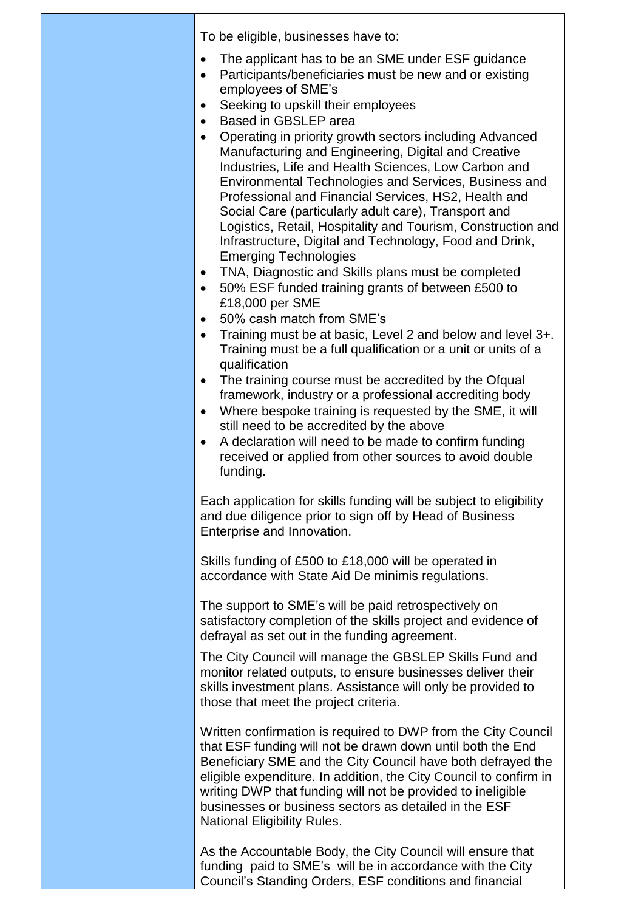To be eligible, businesses have to:

- The applicant has to be an SME under ESF guidance
- Participants/beneficiaries must be new and or existing employees of SME's
- Seeking to upskill their employees
- Based in GBSLEP area
- Operating in priority growth sectors including Advanced Manufacturing and Engineering, Digital and Creative Industries, Life and Health Sciences, Low Carbon and Environmental Technologies and Services, Business and Professional and Financial Services, HS2, Health and Social Care (particularly adult care), Transport and Logistics, Retail, Hospitality and Tourism, Construction and Infrastructure, Digital and Technology, Food and Drink, Emerging Technologies
- TNA, Diagnostic and Skills plans must be completed
- 50% ESF funded training grants of between £500 to £18,000 per SME
- 50% cash match from SME's
- Training must be at basic, Level 2 and below and level 3+. Training must be a full qualification or a unit or units of a qualification
- The training course must be accredited by the Ofqual framework, industry or a professional accrediting body
- Where bespoke training is requested by the SME, it will still need to be accredited by the above
- A declaration will need to be made to confirm funding received or applied from other sources to avoid double funding.

Each application for skills funding will be subject to eligibility and due diligence prior to sign off by Head of Business Enterprise and Innovation.

Skills funding of £500 to £18,000 will be operated in accordance with State Aid De minimis regulations.

The support to SME's will be paid retrospectively on satisfactory completion of the skills project and evidence of defrayal as set out in the funding agreement.

The City Council will manage the GBSLEP Skills Fund and monitor related outputs, to ensure businesses deliver their skills investment plans. Assistance will only be provided to those that meet the project criteria.

Written confirmation is required to DWP from the City Council that ESF funding will not be drawn down until both the End Beneficiary SME and the City Council have both defrayed the eligible expenditure. In addition, the City Council to confirm in writing DWP that funding will not be provided to ineligible businesses or business sectors as detailed in the ESF National Eligibility Rules.

As the Accountable Body, the City Council will ensure that funding paid to SME's will be in accordance with the City Council's Standing Orders, ESF conditions and financial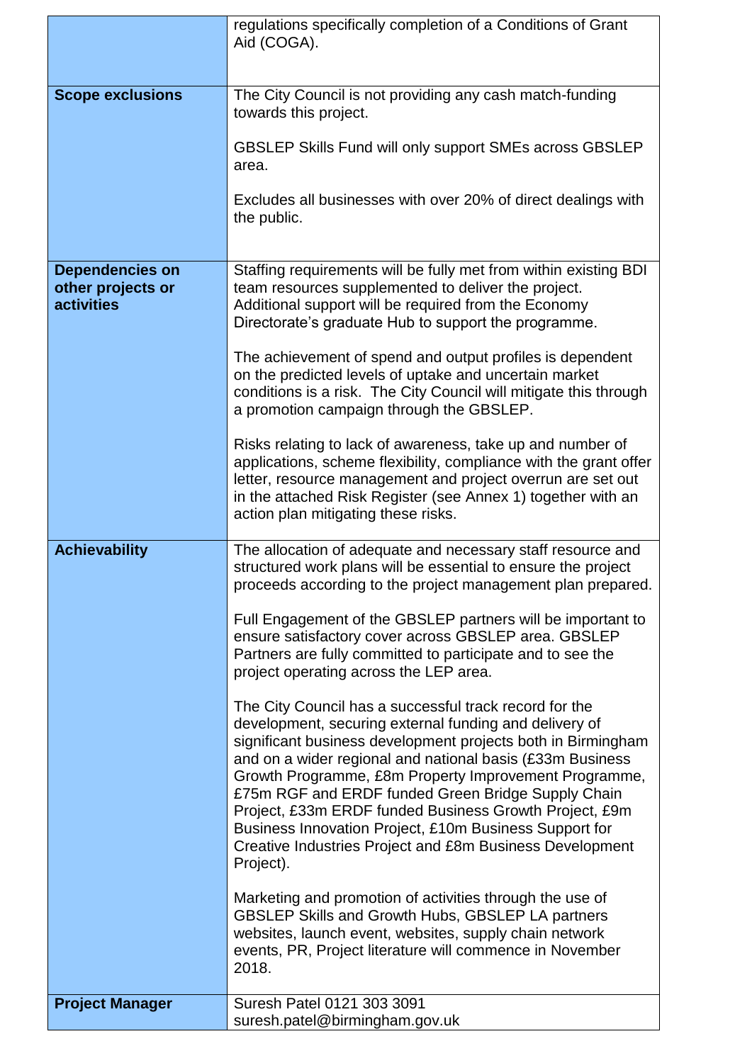| | |
|---|---|
| | regulations specifically completion of a Conditions of Grant Aid (COGA). |
| **Scope exclusions** | The City Council is not providing any cash match-funding towards this project.<br><br>GBSLEP Skills Fund will only support SMEs across GBSLEP area.<br><br>Excludes all businesses with over 20% of direct dealings with the public. |
| **Dependencies on other projects or activities** | Staffing requirements will be fully met from within existing BDI team resources supplemented to deliver the project. Additional support will be required from the Economy Directorate's graduate Hub to support the programme.<br><br>The achievement of spend and output profiles is dependent on the predicted levels of uptake and uncertain market conditions is a risk. The City Council will mitigate this through a promotion campaign through the GBSLEP.<br><br>Risks relating to lack of awareness, take up and number of applications, scheme flexibility, compliance with the grant offer letter, resource management and project overrun are set out in the attached Risk Register (see Annex 1) together with an action plan mitigating these risks. |
| **Achievability** | The allocation of adequate and necessary staff resource and structured work plans will be essential to ensure the project proceeds according to the project management plan prepared.<br><br>Full Engagement of the GBSLEP partners will be important to ensure satisfactory cover across GBSLEP area. GBSLEP Partners are fully committed to participate and to see the project operating across the LEP area.<br><br>The City Council has a successful track record for the development, securing external funding and delivery of significant business development projects both in Birmingham and on a wider regional and national basis (£33m Business Growth Programme, £8m Property Improvement Programme, £75m RGF and ERDF funded Green Bridge Supply Chain Project, £33m ERDF funded Business Growth Project, £9m Business Innovation Project, £10m Business Support for Creative Industries Project and £8m Business Development Project).<br><br>Marketing and promotion of activities through the use of GBSLEP Skills and Growth Hubs, GBSLEP LA partners websites, launch event, websites, supply chain network events, PR, Project literature will commence in November 2018. |
| **Project Manager** | Suresh Patel 0121 303 3091<br>suresh.patel@birmingham.gov.uk |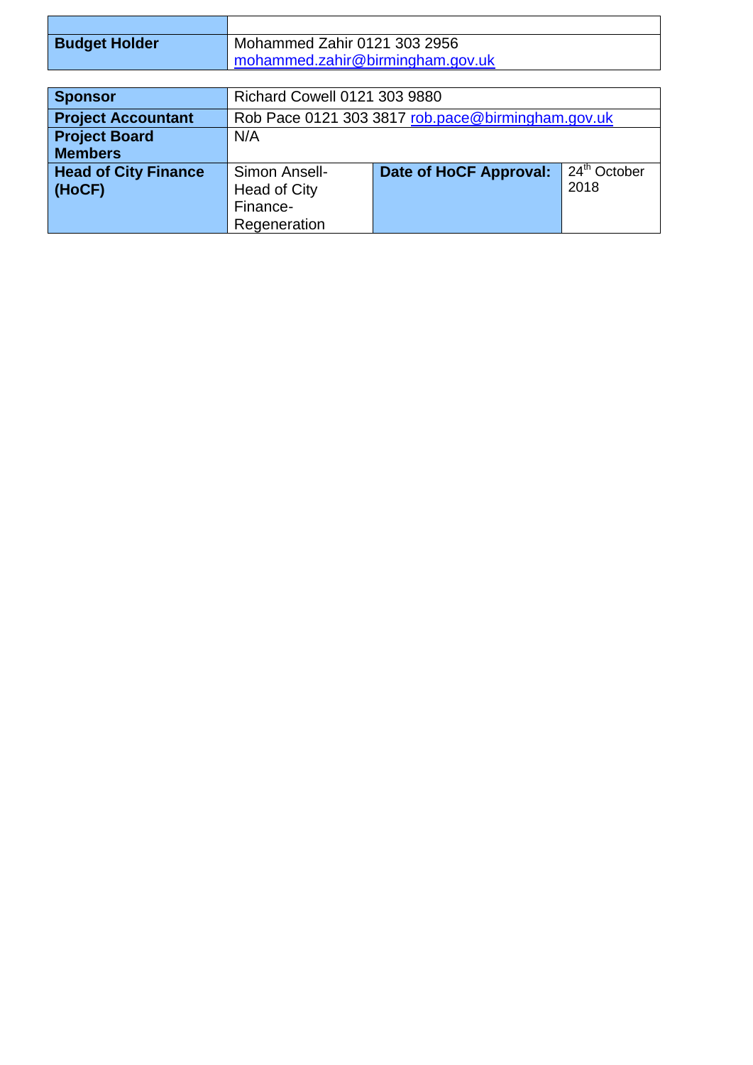| | |
|---|---|
| **Budget Holder** | Mohammed Zahir 0121 303 2956 mohammed.zahir@birmingham.gov.uk |

| | | | |
|---|---|---|---|
| **Sponsor** | Richard Cowell 0121 303 9880 | | |
| **Project Accountant** | Rob Pace 0121 303 3817 rob.pace@birmingham.gov.uk | | |
| **Project Board Members** | N/A | | |
| **Head of City Finance (HoCF)** | Simon Ansell- Head of City Finance- Regeneration | **Date of HoCF Approval:** | 24th October 2018 |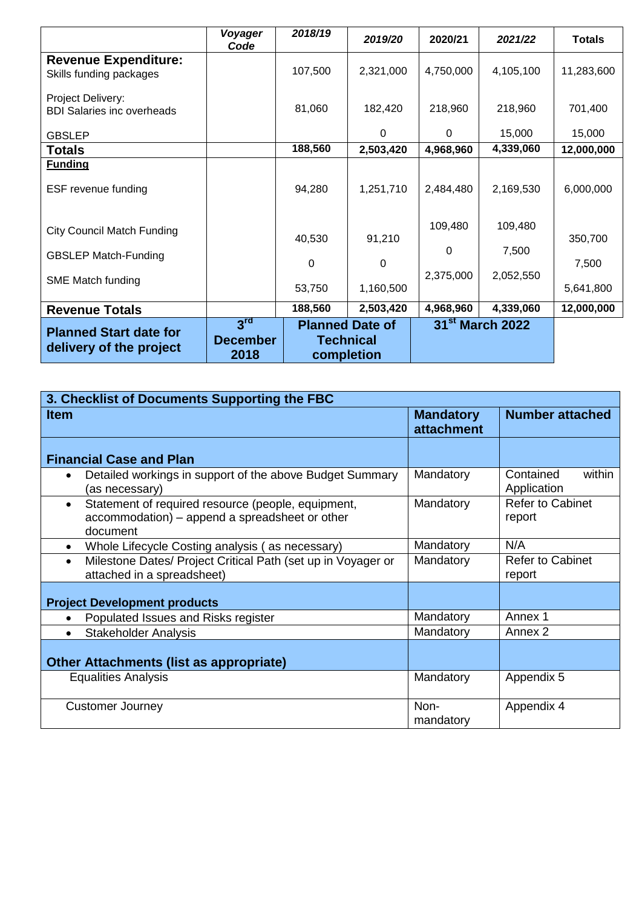| | Voyager Code | 2018/19 | 2019/20 | 2020/21 | 2021/22 | Totals |
|---|---|---|---|---|---|---|
| **Revenue Expenditure:** Skills funding packages | | 107,500 | 2,321,000 | 4,750,000 | 4,105,100 | 11,283,600 |
| Project Delivery: BDI Salaries inc overheads | | 81,060 | 182,420 | 218,960 | 218,960 | 701,400 |
| GBSLEP | | | 0 | 0 | 15,000 | 15,000 |
| **Totals** | | **188,560** | **2,503,420** | **4,968,960** | **4,339,060** | **12,000,000** |
| **Funding** | | | | | | |
| ESF revenue funding | | 94,280 | 1,251,710 | 2,484,480 | 2,169,530 | 6,000,000 |
| City Council Match Funding | | 40,530 | 91,210 | 109,480 | 109,480 | 350,700 |
| GBSLEP Match-Funding | | 0 | 0 | 0 | 7,500 | 7,500 |
| SME Match funding | | 53,750 | 1,160,500 | 2,375,000 | 2,052,550 | 5,641,800 |
| **Revenue Totals** | | **188,560** | **2,503,420** | **4,968,960** | **4,339,060** | **12,000,000** |
| **Planned Start date for delivery of the project** | **3rd December 2018** | **Planned Date of Technical completion** | | **31st March 2022** | | |

| 3. Checklist of Documents Supporting the FBC | | |
|---|---|---|
| **Item** | **Mandatory attachment** | **Number attached** |
| **Financial Case and Plan** | | |
| • Detailed workings in support of the above Budget Summary (as necessary) | Mandatory | Contained within Application |
| • Statement of required resource (people, equipment, accommodation) – append a spreadsheet or other document | Mandatory | Refer to Cabinet report |
| • Whole Lifecycle Costing analysis ( as necessary) | Mandatory | N/A |
| • Milestone Dates/ Project Critical Path (set up in Voyager or attached in a spreadsheet) | Mandatory | Refer to Cabinet report |
| **Project Development products** | | |
| • Populated Issues and Risks register | Mandatory | Annex 1 |
| • Stakeholder Analysis | Mandatory | Annex 2 |
| **Other Attachments (list as appropriate)** | | |
| Equalities Analysis | Mandatory | Appendix 5 |
| Customer Journey | Non-mandatory | Appendix 4 |